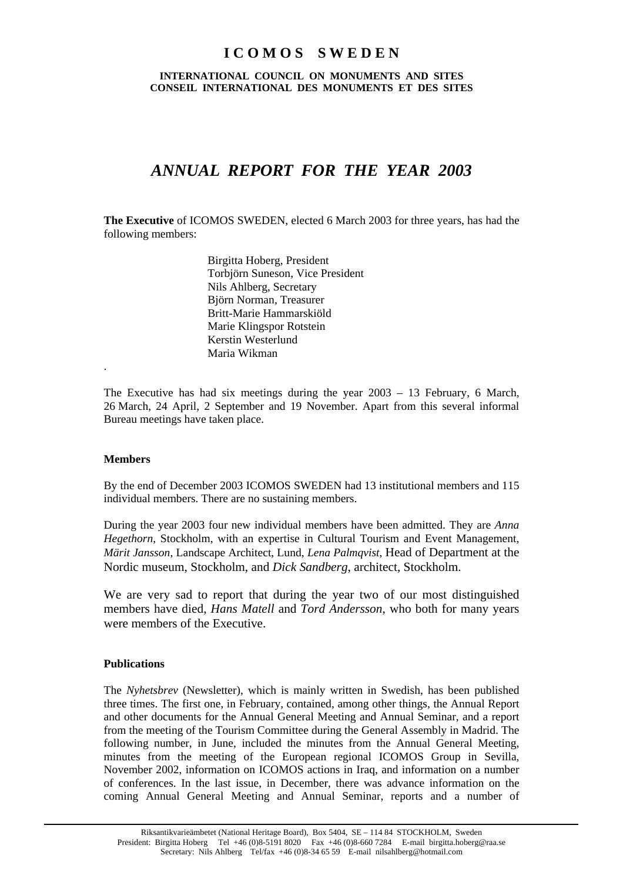# ICOMOS SWEDEN

**INTERNATIONAL COUNCIL ON MONUMENTS AND SITES**
**CONSEIL INTERNATIONAL DES MONUMENTS ET DES SITES**

## *ANNUAL REPORT FOR THE YEAR 2003*

**The Executive** of ICOMOS SWEDEN, elected 6 March 2003 for three years, has had the following members:

Birgitta Hoberg, President
Torbjörn Suneson, Vice President
Nils Ahlberg, Secretary
Björn Norman, Treasurer
Britt-Marie Hammarskiöld
Marie Klingspor Rotstein
Kerstin Westerlund
Maria Wikman

The Executive has had six meetings during the year 2003 – 13 February, 6 March, 26 March, 24 April, 2 September and 19 November. Apart from this several informal Bureau meetings have taken place.

### Members

By the end of December 2003 ICOMOS SWEDEN had 13 institutional members and 115 individual members. There are no sustaining members.

During the year 2003 four new individual members have been admitted. They are *Anna Hegethorn*, Stockholm, with an expertise in Cultural Tourism and Event Management, *Märit Jansson*, Landscape Architect, Lund, *Lena Palmqvist*, Head of Department at the Nordic museum, Stockholm, and *Dick Sandberg*, architect, Stockholm.

We are very sad to report that during the year two of our most distinguished members have died, *Hans Matell* and *Tord Andersson*, who both for many years were members of the Executive.

### Publications

The *Nyhetsbrev* (Newsletter), which is mainly written in Swedish, has been published three times. The first one, in February, contained, among other things, the Annual Report and other documents for the Annual General Meeting and Annual Seminar, and a report from the meeting of the Tourism Committee during the General Assembly in Madrid. The following number, in June, included the minutes from the Annual General Meeting, minutes from the meeting of the European regional ICOMOS Group in Sevilla, November 2002, information on ICOMOS actions in Iraq, and information on a number of conferences. In the last issue, in December, there was advance information on the coming Annual General Meeting and Annual Seminar, reports and a number of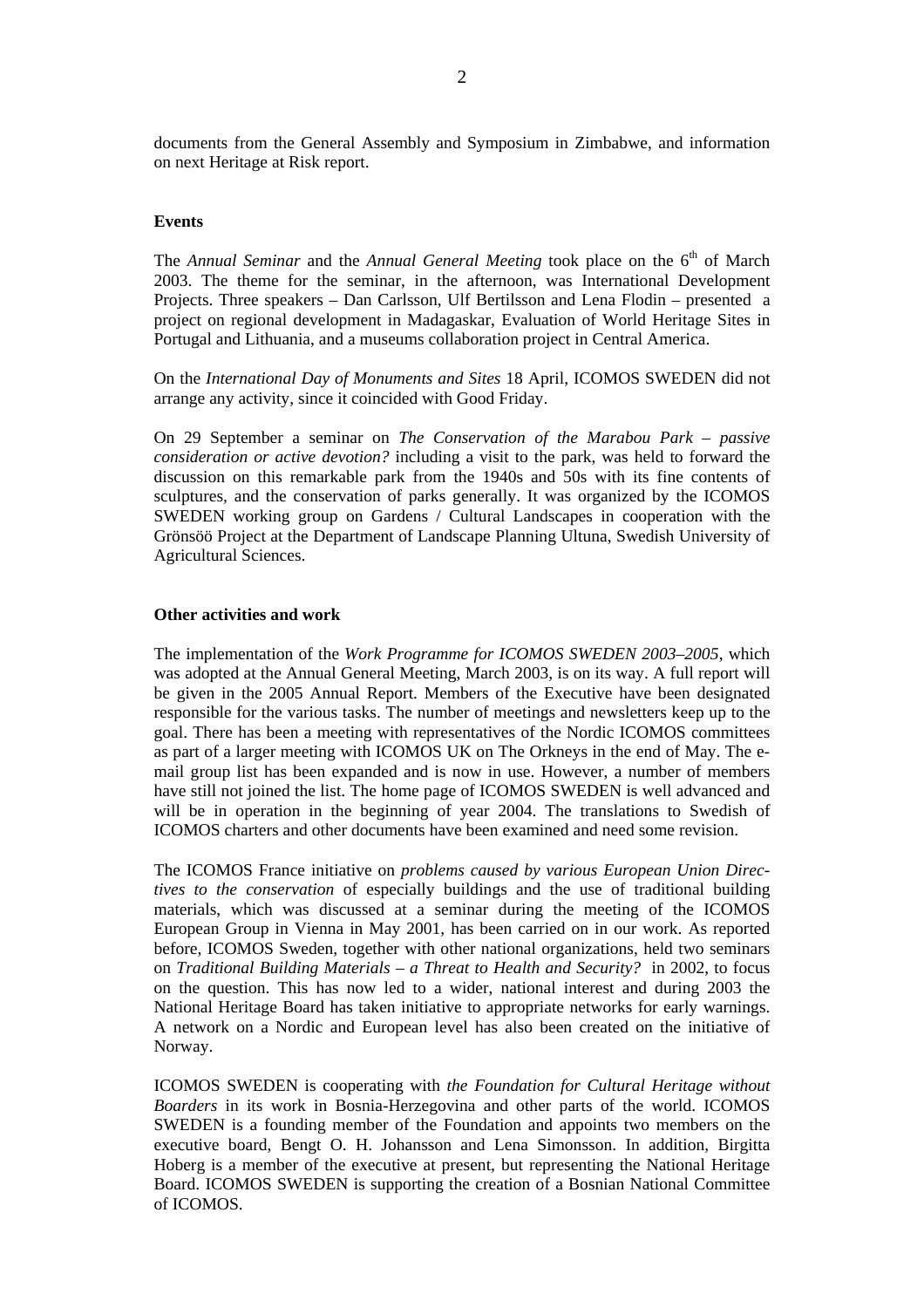documents from the General Assembly and Symposium in Zimbabwe, and information on next Heritage at Risk report.

**Events**

The *Annual Seminar* and the *Annual General Meeting* took place on the 6th of March 2003. The theme for the seminar, in the afternoon, was International Development Projects. Three speakers – Dan Carlsson, Ulf Bertilsson and Lena Flodin – presented a project on regional development in Madagaskar, Evaluation of World Heritage Sites in Portugal and Lithuania, and a museums collaboration project in Central America.

On the *International Day of Monuments and Sites* 18 April, ICOMOS SWEDEN did not arrange any activity, since it coincided with Good Friday.

On 29 September a seminar on *The Conservation of the Marabou Park – passive consideration or active devotion?* including a visit to the park, was held to forward the discussion on this remarkable park from the 1940s and 50s with its fine contents of sculptures, and the conservation of parks generally. It was organized by the ICOMOS SWEDEN working group on Gardens / Cultural Landscapes in cooperation with the Grönsöö Project at the Department of Landscape Planning Ultuna, Swedish University of Agricultural Sciences.

**Other activities and work**

The implementation of the *Work Programme for ICOMOS SWEDEN 2003–2005*, which was adopted at the Annual General Meeting, March 2003, is on its way. A full report will be given in the 2005 Annual Report. Members of the Executive have been designated responsible for the various tasks. The number of meetings and newsletters keep up to the goal. There has been a meeting with representatives of the Nordic ICOMOS committees as part of a larger meeting with ICOMOS UK on The Orkneys in the end of May. The e-mail group list has been expanded and is now in use. However, a number of members have still not joined the list. The home page of ICOMOS SWEDEN is well advanced and will be in operation in the beginning of year 2004. The translations to Swedish of ICOMOS charters and other documents have been examined and need some revision.

The ICOMOS France initiative on *problems caused by various European Union Directives to the conservation* of especially buildings and the use of traditional building materials, which was discussed at a seminar during the meeting of the ICOMOS European Group in Vienna in May 2001, has been carried on in our work. As reported before, ICOMOS Sweden, together with other national organizations, held two seminars on *Traditional Building Materials – a Threat to Health and Security?* in 2002, to focus on the question. This has now led to a wider, national interest and during 2003 the National Heritage Board has taken initiative to appropriate networks for early warnings. A network on a Nordic and European level has also been created on the initiative of Norway.

ICOMOS SWEDEN is cooperating with *the Foundation for Cultural Heritage without Boarders* in its work in Bosnia-Herzegovina and other parts of the world. ICOMOS SWEDEN is a founding member of the Foundation and appoints two members on the executive board, Bengt O. H. Johansson and Lena Simonsson. In addition, Birgitta Hoberg is a member of the executive at present, but representing the National Heritage Board. ICOMOS SWEDEN is supporting the creation of a Bosnian National Committee of ICOMOS.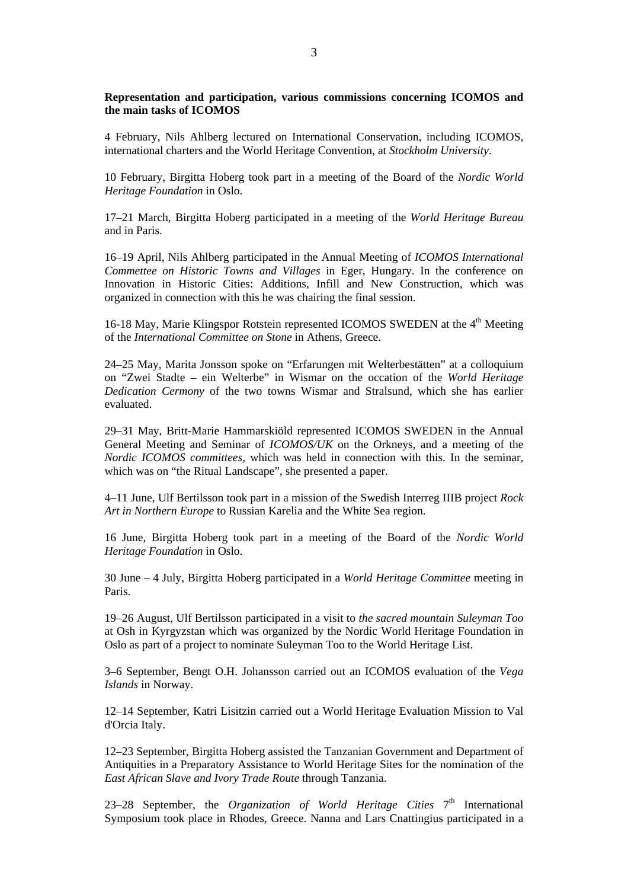**Representation and participation, various commissions concerning ICOMOS and the main tasks of ICOMOS**

4 February, Nils Ahlberg lectured on International Conservation, including ICOMOS, international charters and the World Heritage Convention, at *Stockholm University*.

10 February, Birgitta Hoberg took part in a meeting of the Board of the *Nordic World Heritage Foundation* in Oslo.

17–21 March, Birgitta Hoberg participated in a meeting of the *World Heritage Bureau* and in Paris.

16–19 April, Nils Ahlberg participated in the Annual Meeting of *ICOMOS International Commettee on Historic Towns and Villages* in Eger, Hungary. In the conference on Innovation in Historic Cities: Additions, Infill and New Construction, which was organized in connection with this he was chairing the final session.

16-18 May, Marie Klingspor Rotstein represented ICOMOS SWEDEN at the 4th Meeting of the *International Committee on Stone* in Athens, Greece.

24–25 May, Marita Jonsson spoke on “Erfarungen mit Welterbestätten” at a colloquium on “Zwei Stadte – ein Welterbe” in Wismar on the occation of the *World Heritage Dedication Cermony* of the two towns Wismar and Stralsund, which she has earlier evaluated.

29–31 May, Britt-Marie Hammarskiöld represented ICOMOS SWEDEN in the Annual General Meeting and Seminar of *ICOMOS/UK* on the Orkneys, and a meeting of the *Nordic ICOMOS committees*, which was held in connection with this. In the seminar, which was on “the Ritual Landscape”, she presented a paper.

4–11 June, Ulf Bertilsson took part in a mission of the Swedish Interreg IIIB project *Rock Art in Northern Europe* to Russian Karelia and the White Sea region.

16 June, Birgitta Hoberg took part in a meeting of the Board of the *Nordic World Heritage Foundation* in Oslo.

30 June – 4 July, Birgitta Hoberg participated in a *World Heritage Committee* meeting in Paris.

19–26 August, Ulf Bertilsson participated in a visit to *the sacred mountain Suleyman Too* at Osh in Kyrgyzstan which was organized by the Nordic World Heritage Foundation in Oslo as part of a project to nominate Suleyman Too to the World Heritage List.

3–6 September, Bengt O.H. Johansson carried out an ICOMOS evaluation of the *Vega Islands* in Norway.

12–14 September, Katri Lisitzin carried out a World Heritage Evaluation Mission to Val d'Orcia Italy.

12–23 September, Birgitta Hoberg assisted the Tanzanian Government and Department of Antiquities in a Preparatory Assistance to World Heritage Sites for the nomination of the *East African Slave and Ivory Trade Route* through Tanzania.

23–28 September, the *Organization of World Heritage Cities* 7th International Symposium took place in Rhodes, Greece. Nanna and Lars Cnattingius participated in a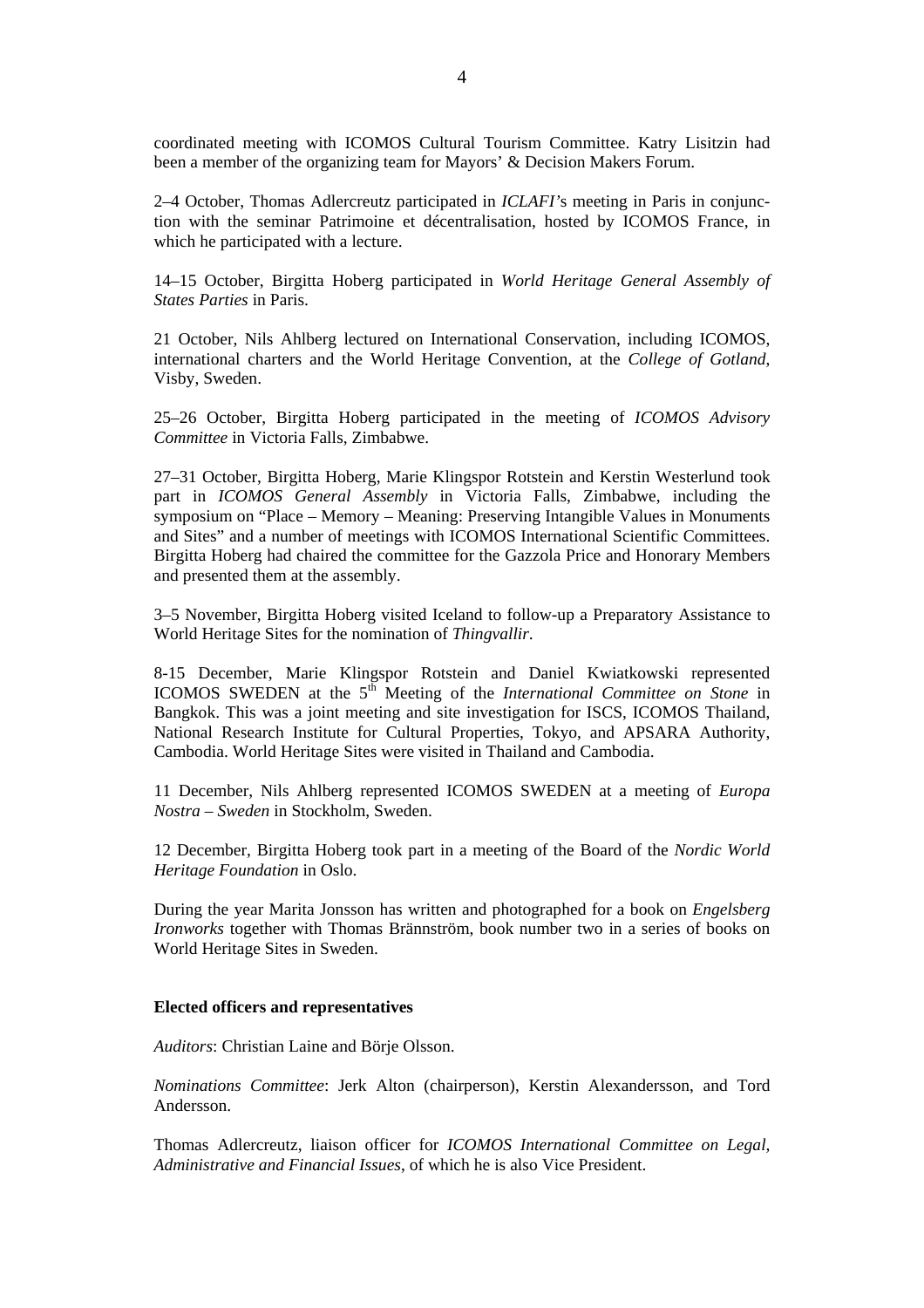coordinated meeting with ICOMOS Cultural Tourism Committee. Katry Lisitzin had been a member of the organizing team for Mayors' & Decision Makers Forum.

2–4 October, Thomas Adlercreutz participated in *ICLAFI'*s meeting in Paris in conjunction with the seminar Patrimoine et décentralisation, hosted by ICOMOS France, in which he participated with a lecture.

14–15 October, Birgitta Hoberg participated in *World Heritage General Assembly of States Parties* in Paris.

21 October, Nils Ahlberg lectured on International Conservation, including ICOMOS, international charters and the World Heritage Convention, at the *College of Gotland*, Visby, Sweden.

25–26 October, Birgitta Hoberg participated in the meeting of *ICOMOS Advisory Committee* in Victoria Falls, Zimbabwe.

27–31 October, Birgitta Hoberg, Marie Klingspor Rotstein and Kerstin Westerlund took part in *ICOMOS General Assembly* in Victoria Falls, Zimbabwe, including the symposium on "Place – Memory – Meaning: Preserving Intangible Values in Monuments and Sites" and a number of meetings with ICOMOS International Scientific Committees. Birgitta Hoberg had chaired the committee for the Gazzola Price and Honorary Members and presented them at the assembly.

3–5 November, Birgitta Hoberg visited Iceland to follow-up a Preparatory Assistance to World Heritage Sites for the nomination of *Thingvallir*.

8-15 December, Marie Klingspor Rotstein and Daniel Kwiatkowski represented ICOMOS SWEDEN at the 5th Meeting of the *International Committee on Stone* in Bangkok. This was a joint meeting and site investigation for ISCS, ICOMOS Thailand, National Research Institute for Cultural Properties, Tokyo, and APSARA Authority, Cambodia. World Heritage Sites were visited in Thailand and Cambodia.

11 December, Nils Ahlberg represented ICOMOS SWEDEN at a meeting of *Europa Nostra – Sweden* in Stockholm, Sweden.

12 December, Birgitta Hoberg took part in a meeting of the Board of the *Nordic World Heritage Foundation* in Oslo.

During the year Marita Jonsson has written and photographed for a book on *Engelsberg Ironworks* together with Thomas Brännström, book number two in a series of books on World Heritage Sites in Sweden.

**Elected officers and representatives**

*Auditors*: Christian Laine and Börje Olsson.

*Nominations Committee*: Jerk Alton (chairperson), Kerstin Alexandersson, and Tord Andersson.

Thomas Adlercreutz, liaison officer for *ICOMOS International Committee on Legal, Administrative and Financial Issues*, of which he is also Vice President.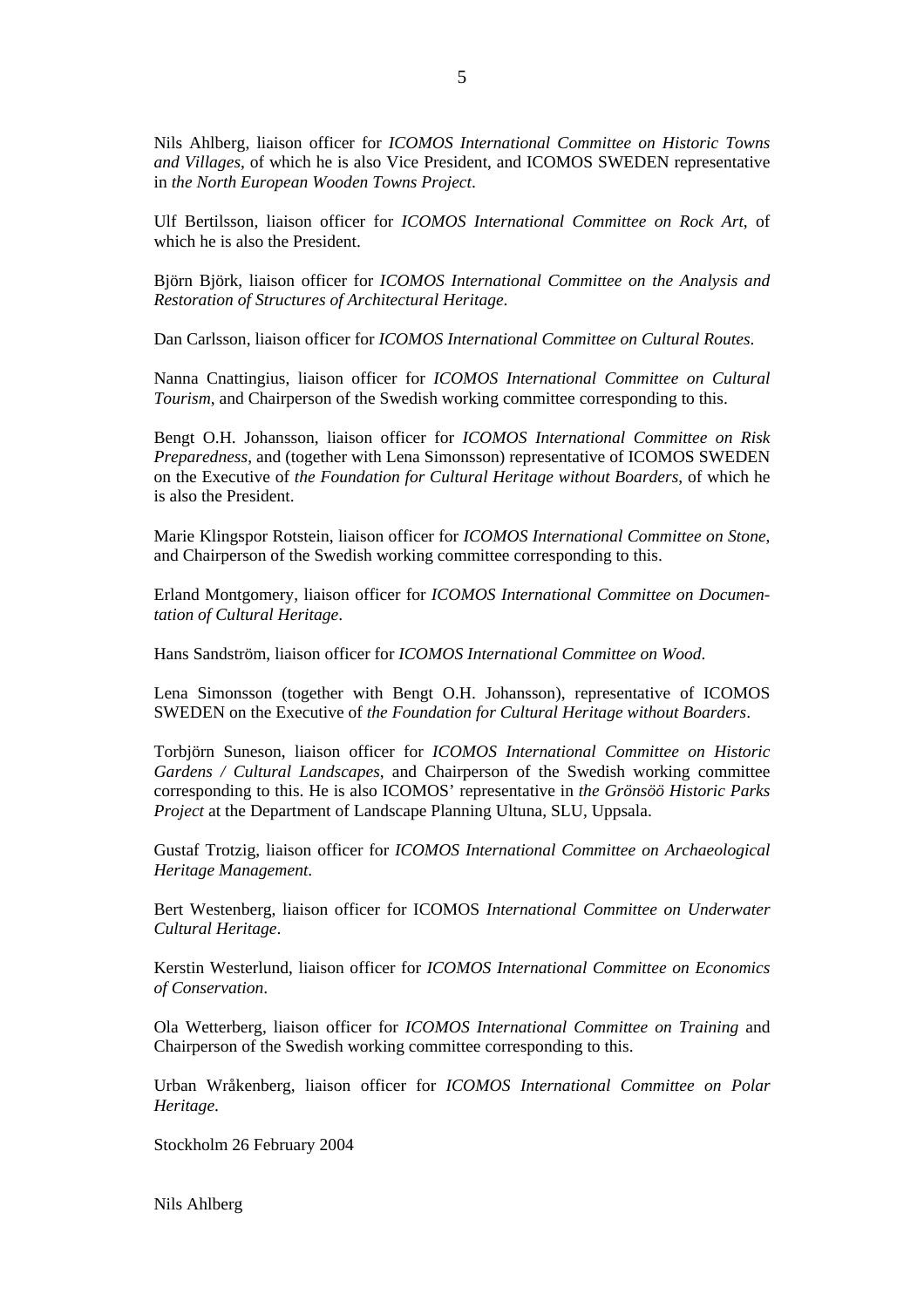Nils Ahlberg, liaison officer for *ICOMOS International Committee on Historic Towns and Villages*, of which he is also Vice President, and ICOMOS SWEDEN representative in *the North European Wooden Towns Project*.

Ulf Bertilsson, liaison officer for *ICOMOS International Committee on Rock Art*, of which he is also the President.

Björn Björk, liaison officer for *ICOMOS International Committee on the Analysis and Restoration of Structures of Architectural Heritage.*

Dan Carlsson, liaison officer for *ICOMOS International Committee on Cultural Routes*.

Nanna Cnattingius, liaison officer for *ICOMOS International Committee on Cultural Tourism*, and Chairperson of the Swedish working committee corresponding to this.

Bengt O.H. Johansson, liaison officer for *ICOMOS International Committee on Risk Preparedness*, and (together with Lena Simonsson) representative of ICOMOS SWEDEN on the Executive of *the Foundation for Cultural Heritage without Boarders*, of which he is also the President.

Marie Klingspor Rotstein, liaison officer for *ICOMOS International Committee on Stone*, and Chairperson of the Swedish working committee corresponding to this.

Erland Montgomery, liaison officer for *ICOMOS International Committee on Documentation of Cultural Heritage*.

Hans Sandström, liaison officer for *ICOMOS International Committee on Wood*.

Lena Simonsson (together with Bengt O.H. Johansson), representative of ICOMOS SWEDEN on the Executive of *the Foundation for Cultural Heritage without Boarders*.

Torbjörn Suneson, liaison officer for *ICOMOS International Committee on Historic Gardens / Cultural Landscapes*, and Chairperson of the Swedish working committee corresponding to this. He is also ICOMOS' representative in *the Grönsöö Historic Parks Project* at the Department of Landscape Planning Ultuna, SLU, Uppsala.

Gustaf Trotzig, liaison officer for *ICOMOS International Committee on Archaeological Heritage Management*.

Bert Westenberg, liaison officer for ICOMOS *International Committee on Underwater Cultural Heritage*.

Kerstin Westerlund, liaison officer for *ICOMOS International Committee on Economics of Conservation*.

Ola Wetterberg, liaison officer for *ICOMOS International Committee on Training* and Chairperson of the Swedish working committee corresponding to this.

Urban Wråkenberg, liaison officer for *ICOMOS International Committee on Polar Heritage*.

Stockholm 26 February 2004

Nils Ahlberg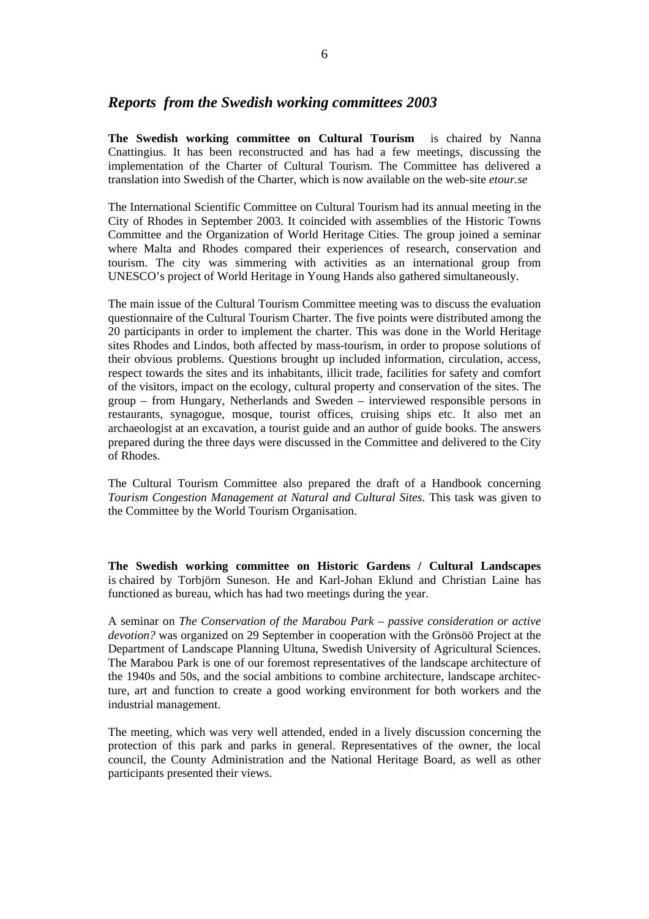## *Reports from the Swedish working committees 2003*

**The Swedish working committee on Cultural Tourism** is chaired by Nanna Cnattingius. It has been reconstructed and has had a few meetings, discussing the implementation of the Charter of Cultural Tourism. The Committee has delivered a translation into Swedish of the Charter, which is now available on the web-site *etour.se*

The International Scientific Committee on Cultural Tourism had its annual meeting in the City of Rhodes in September 2003. It coincided with assemblies of the Historic Towns Committee and the Organization of World Heritage Cities. The group joined a seminar where Malta and Rhodes compared their experiences of research, conservation and tourism. The city was simmering with activities as an international group from UNESCO's project of World Heritage in Young Hands also gathered simultaneously.

The main issue of the Cultural Tourism Committee meeting was to discuss the evaluation questionnaire of the Cultural Tourism Charter. The five points were distributed among the 20 participants in order to implement the charter. This was done in the World Heritage sites Rhodes and Lindos, both affected by mass-tourism, in order to propose solutions of their obvious problems. Questions brought up included information, circulation, access, respect towards the sites and its inhabitants, illicit trade, facilities for safety and comfort of the visitors, impact on the ecology, cultural property and conservation of the sites. The group – from Hungary, Netherlands and Sweden – interviewed responsible persons in restaurants, synagogue, mosque, tourist offices, cruising ships etc. It also met an archaeologist at an excavation, a tourist guide and an author of guide books. The answers prepared during the three days were discussed in the Committee and delivered to the City of Rhodes.

The Cultural Tourism Committee also prepared the draft of a Handbook concerning *Tourism Congestion Management at Natural and Cultural Sites.* This task was given to the Committee by the World Tourism Organisation.

**The Swedish working committee on Historic Gardens / Cultural Landscapes** is chaired by Torbjörn Suneson. He and Karl-Johan Eklund and Christian Laine has functioned as bureau, which has had two meetings during the year.

A seminar on *The Conservation of the Marabou Park – passive consideration or active devotion?* was organized on 29 September in cooperation with the Grönsöö Project at the Department of Landscape Planning Ultuna, Swedish University of Agricultural Sciences. The Marabou Park is one of our foremost representatives of the landscape architecture of the 1940s and 50s, and the social ambitions to combine architecture, landscape architecture, art and function to create a good working environment for both workers and the industrial management.

The meeting, which was very well attended, ended in a lively discussion concerning the protection of this park and parks in general. Representatives of the owner, the local council, the County Administration and the National Heritage Board, as well as other participants presented their views.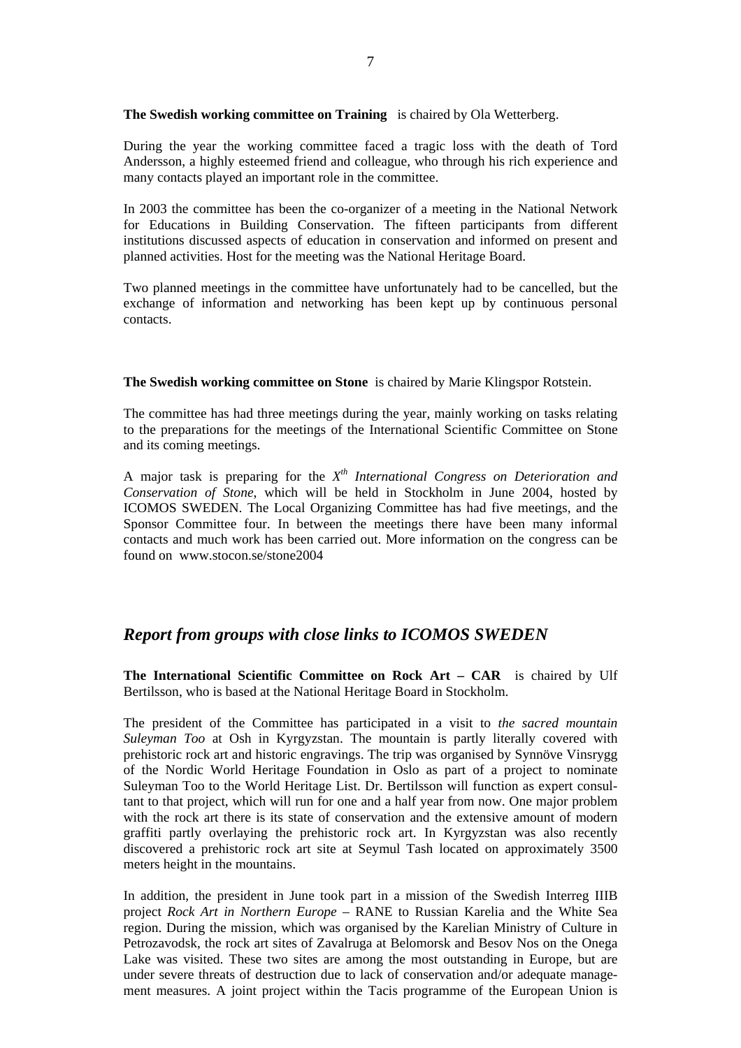**The Swedish working committee on Training** is chaired by Ola Wetterberg.

During the year the working committee faced a tragic loss with the death of Tord Andersson, a highly esteemed friend and colleague, who through his rich experience and many contacts played an important role in the committee.

In 2003 the committee has been the co-organizer of a meeting in the National Network for Educations in Building Conservation. The fifteen participants from different institutions discussed aspects of education in conservation and informed on present and planned activities. Host for the meeting was the National Heritage Board.

Two planned meetings in the committee have unfortunately had to be cancelled, but the exchange of information and networking has been kept up by continuous personal contacts.

**The Swedish working committee on Stone** is chaired by Marie Klingspor Rotstein.

The committee has had three meetings during the year, mainly working on tasks relating to the preparations for the meetings of the International Scientific Committee on Stone and its coming meetings.

A major task is preparing for the *X^th International Congress on Deterioration and Conservation of Stone*, which will be held in Stockholm in June 2004, hosted by ICOMOS SWEDEN. The Local Organizing Committee has had five meetings, and the Sponsor Committee four. In between the meetings there have been many informal contacts and much work has been carried out. More information on the congress can be found on www.stocon.se/stone2004

## *Report from groups with close links to ICOMOS SWEDEN*

**The International Scientific Committee on Rock Art – CAR** is chaired by Ulf Bertilsson, who is based at the National Heritage Board in Stockholm.

The president of the Committee has participated in a visit to *the sacred mountain Suleyman Too* at Osh in Kyrgyzstan. The mountain is partly literally covered with prehistoric rock art and historic engravings. The trip was organised by Synnöve Vinsrygg of the Nordic World Heritage Foundation in Oslo as part of a project to nominate Suleyman Too to the World Heritage List. Dr. Bertilsson will function as expert consultant to that project, which will run for one and a half year from now. One major problem with the rock art there is its state of conservation and the extensive amount of modern graffiti partly overlaying the prehistoric rock art. In Kyrgyzstan was also recently discovered a prehistoric rock art site at Seymul Tash located on approximately 3500 meters height in the mountains.

In addition, the president in June took part in a mission of the Swedish Interreg IIIB project *Rock Art in Northern Europe* – RANE to Russian Karelia and the White Sea region. During the mission, which was organised by the Karelian Ministry of Culture in Petrozavodsk, the rock art sites of Zavalruga at Belomorsk and Besov Nos on the Onega Lake was visited. These two sites are among the most outstanding in Europe, but are under severe threats of destruction due to lack of conservation and/or adequate management measures. A joint project within the Tacis programme of the European Union is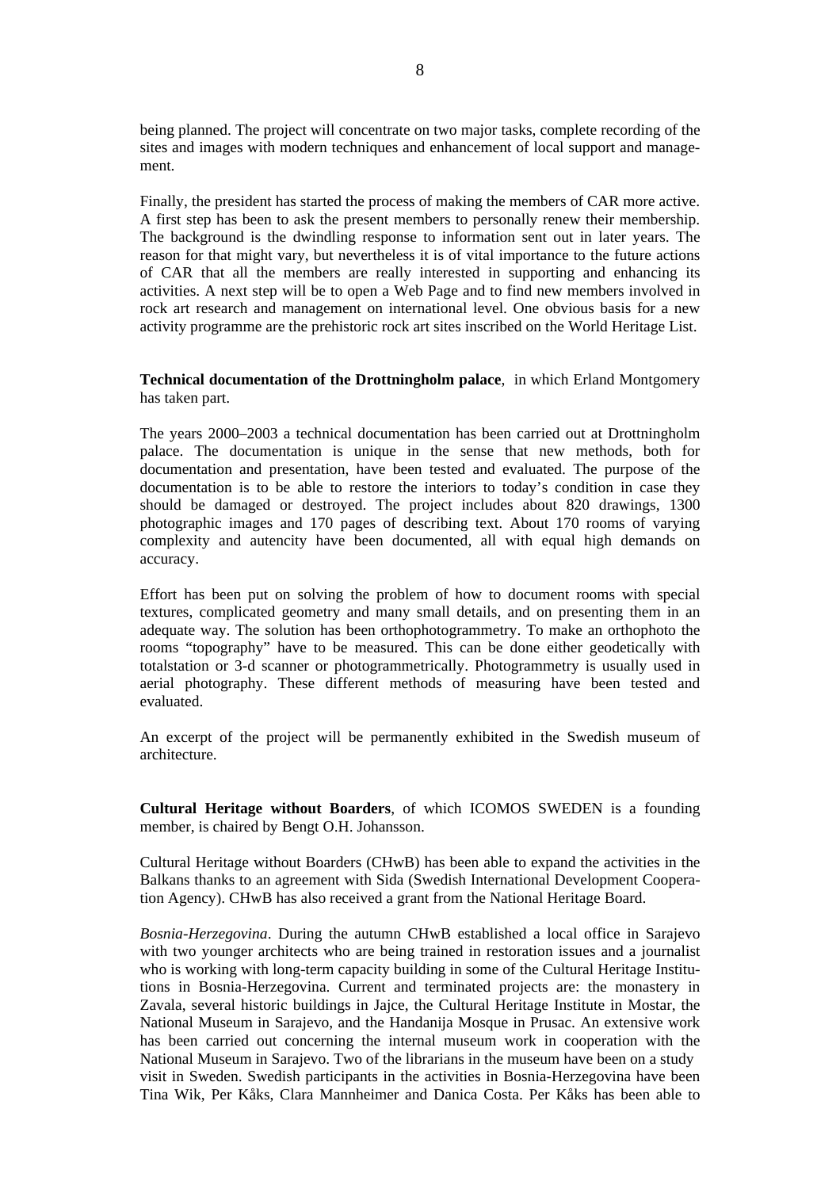being planned. The project will concentrate on two major tasks, complete recording of the sites and images with modern techniques and enhancement of local support and management.

Finally, the president has started the process of making the members of CAR more active. A first step has been to ask the present members to personally renew their membership. The background is the dwindling response to information sent out in later years. The reason for that might vary, but nevertheless it is of vital importance to the future actions of CAR that all the members are really interested in supporting and enhancing its activities. A next step will be to open a Web Page and to find new members involved in rock art research and management on international level. One obvious basis for a new activity programme are the prehistoric rock art sites inscribed on the World Heritage List.

**Technical documentation of the Drottningholm palace**, in which Erland Montgomery has taken part.

The years 2000–2003 a technical documentation has been carried out at Drottningholm palace. The documentation is unique in the sense that new methods, both for documentation and presentation, have been tested and evaluated. The purpose of the documentation is to be able to restore the interiors to today's condition in case they should be damaged or destroyed. The project includes about 820 drawings, 1300 photographic images and 170 pages of describing text. About 170 rooms of varying complexity and autencity have been documented, all with equal high demands on accuracy.

Effort has been put on solving the problem of how to document rooms with special textures, complicated geometry and many small details, and on presenting them in an adequate way. The solution has been orthophotogrammetry. To make an orthophoto the rooms "topography" have to be measured. This can be done either geodetically with totalstation or 3-d scanner or photogrammetrically. Photogrammetry is usually used in aerial photography. These different methods of measuring have been tested and evaluated.

An excerpt of the project will be permanently exhibited in the Swedish museum of architecture.

**Cultural Heritage without Boarders**, of which ICOMOS SWEDEN is a founding member, is chaired by Bengt O.H. Johansson.

Cultural Heritage without Boarders (CHwB) has been able to expand the activities in the Balkans thanks to an agreement with Sida (Swedish International Development Cooperation Agency). CHwB has also received a grant from the National Heritage Board.

*Bosnia-Herzegovina*. During the autumn CHwB established a local office in Sarajevo with two younger architects who are being trained in restoration issues and a journalist who is working with long-term capacity building in some of the Cultural Heritage Institutions in Bosnia-Herzegovina. Current and terminated projects are: the monastery in Zavala, several historic buildings in Jajce, the Cultural Heritage Institute in Mostar, the National Museum in Sarajevo, and the Handanija Mosque in Prusac. An extensive work has been carried out concerning the internal museum work in cooperation with the National Museum in Sarajevo. Two of the librarians in the museum have been on a study visit in Sweden. Swedish participants in the activities in Bosnia-Herzegovina have been Tina Wik, Per Kåks, Clara Mannheimer and Danica Costa. Per Kåks has been able to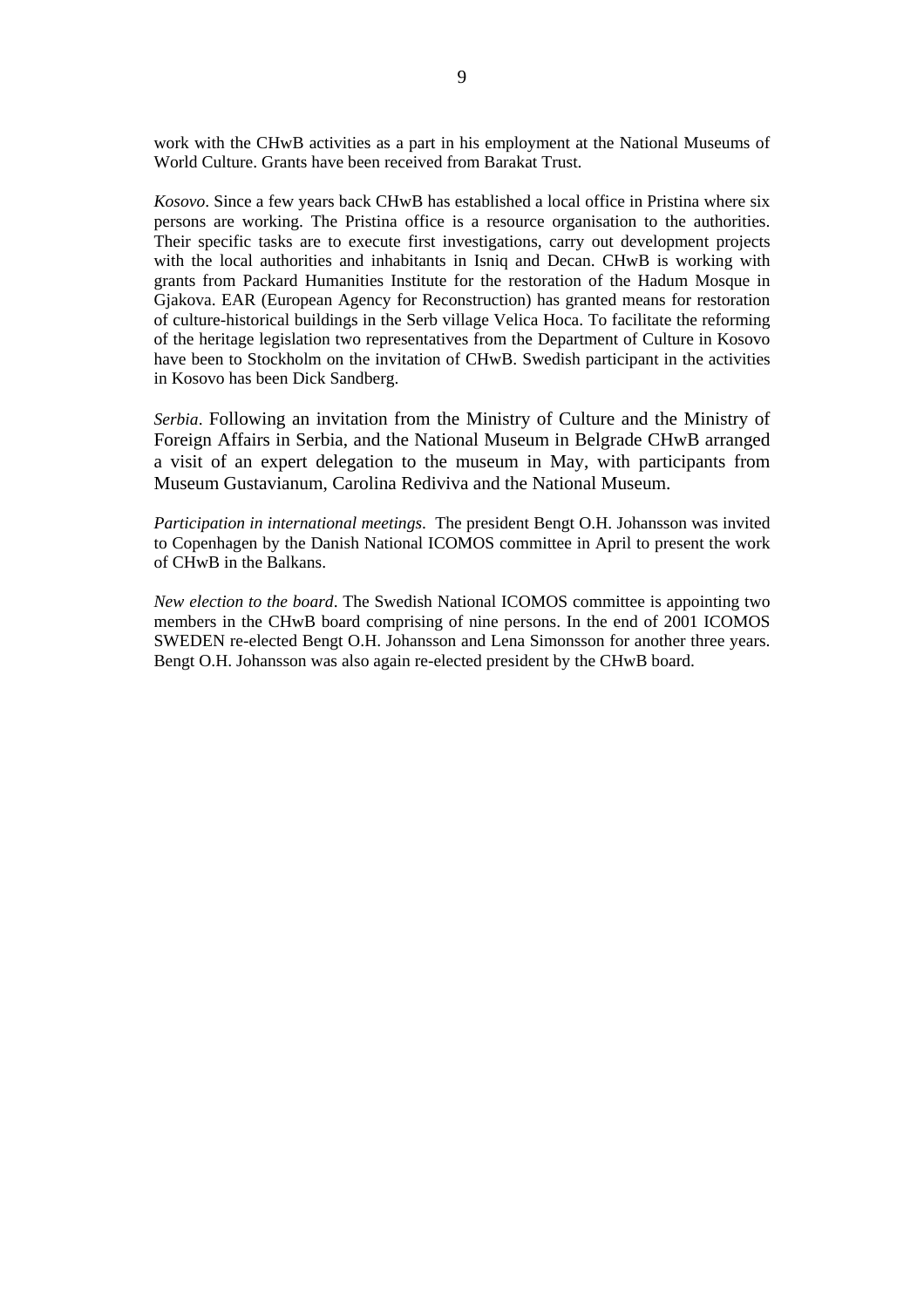work with the CHwB activities as a part in his employment at the National Museums of World Culture. Grants have been received from Barakat Trust.

*Kosovo*. Since a few years back CHwB has established a local office in Pristina where six persons are working. The Pristina office is a resource organisation to the authorities. Their specific tasks are to execute first investigations, carry out development projects with the local authorities and inhabitants in Isniq and Decan. CHwB is working with grants from Packard Humanities Institute for the restoration of the Hadum Mosque in Gjakova. EAR (European Agency for Reconstruction) has granted means for restoration of culture-historical buildings in the Serb village Velica Hoca. To facilitate the reforming of the heritage legislation two representatives from the Department of Culture in Kosovo have been to Stockholm on the invitation of CHwB. Swedish participant in the activities in Kosovo has been Dick Sandberg.

*Serbia*. Following an invitation from the Ministry of Culture and the Ministry of Foreign Affairs in Serbia, and the National Museum in Belgrade CHwB arranged a visit of an expert delegation to the museum in May, with participants from Museum Gustavianum, Carolina Rediviva and the National Museum.

*Participation in international meetings*. The president Bengt O.H. Johansson was invited to Copenhagen by the Danish National ICOMOS committee in April to present the work of CHwB in the Balkans.

*New election to the board*. The Swedish National ICOMOS committee is appointing two members in the CHwB board comprising of nine persons. In the end of 2001 ICOMOS SWEDEN re-elected Bengt O.H. Johansson and Lena Simonsson for another three years. Bengt O.H. Johansson was also again re-elected president by the CHwB board.